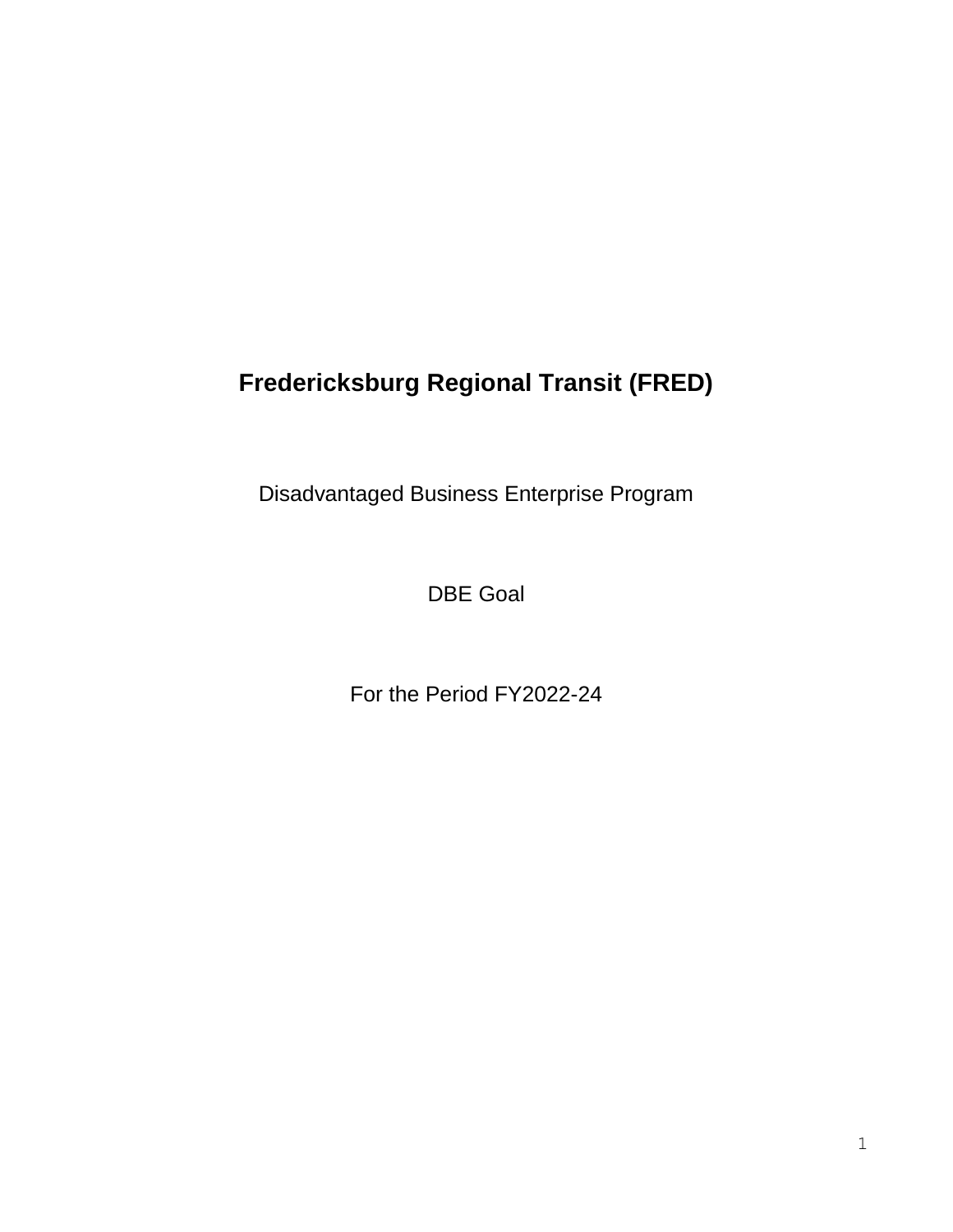# Fredericksburg Regional Transit (FRED)

Disadvantaged Business Enterprise Program

DBE Goal

For the Period FY2022-24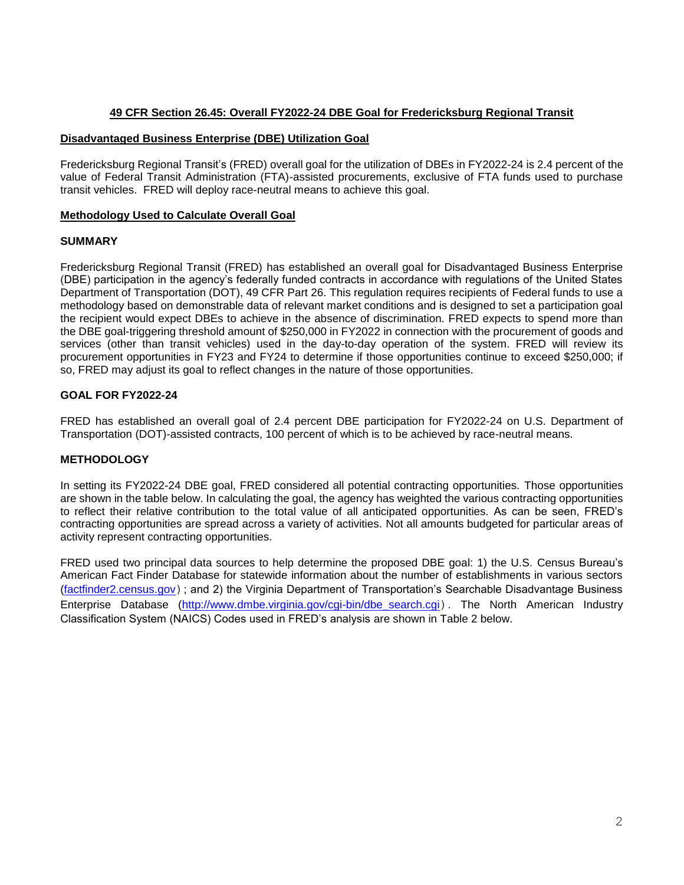## 49 CFR Section 26.45: Overall FY2022-24 DBE Goal for Fredericksburg Regional Transit

### Disadvantaged Business Enterprise (DBE) Utilization Goal

Fredericksburg Regional Transit's (FRED) overall goal for the utilization of DBEs in FY2022-24 is 2.4 percent of the value of Federal Transit Administration (FTA)-assisted procurements, exclusive of FTA funds used to purchase transit vehicles. FRED will deploy race-neutral means to achieve this goal.

### Methodology Used to Calculate Overall Goal

#### SUMMARY

Fredericksburg Regional Transit (FRED) has established an overall goal for Disadvantaged Business Enterprise (DBE) participation in the agency's federally funded contracts in accordance with regulations of the United States Department of Transportation (DOT), 49 CFR Part 26. This regulation requires recipients of Federal funds to use a methodology based on demonstrable data of relevant market conditions and is designed to set a participation goal the recipient would expect DBEs to achieve in the absence of discrimination. FRED expects to spend more than the DBE goal-triggering threshold amount of $250,000 in FY2022 in connection with the procurement of goods and services (other than transit vehicles) used in the day-to-day operation of the system. FRED will review its procurement opportunities in FY23 and FY24 to determine if those opportunities continue to exceed $250,000; if so, FRED may adjust its goal to reflect changes in the nature of those opportunities.

#### GOAL FOR FY2022-24

FRED has established an overall goal of 2.4 percent DBE participation for FY2022-24 on U.S. Department of Transportation (DOT)-assisted contracts, 100 percent of which is to be achieved by race-neutral means.

#### METHODOLOGY

In setting its FY2022-24 DBE goal, FRED considered all potential contracting opportunities. Those opportunities are shown in the table below. In calculating the goal, the agency has weighted the various contracting opportunities to reflect their relative contribution to the total value of all anticipated opportunities. As can be seen, FRED's contracting opportunities are spread across a variety of activities. Not all amounts budgeted for particular areas of activity represent contracting opportunities.

FRED used two principal data sources to help determine the proposed DBE goal: 1) the U.S. Census Bureau's American Fact Finder Database for statewide information about the number of establishments in various sectors (factfinder2.census.gov) ; and 2) the Virginia Department of Transportation's Searchable Disadvantage Business Enterprise Database (http://www.dmbe.virginia.gov/cgi-bin/dbe_search.cgi) . The North American Industry Classification System (NAICS) Codes used in FRED's analysis are shown in Table 2 below.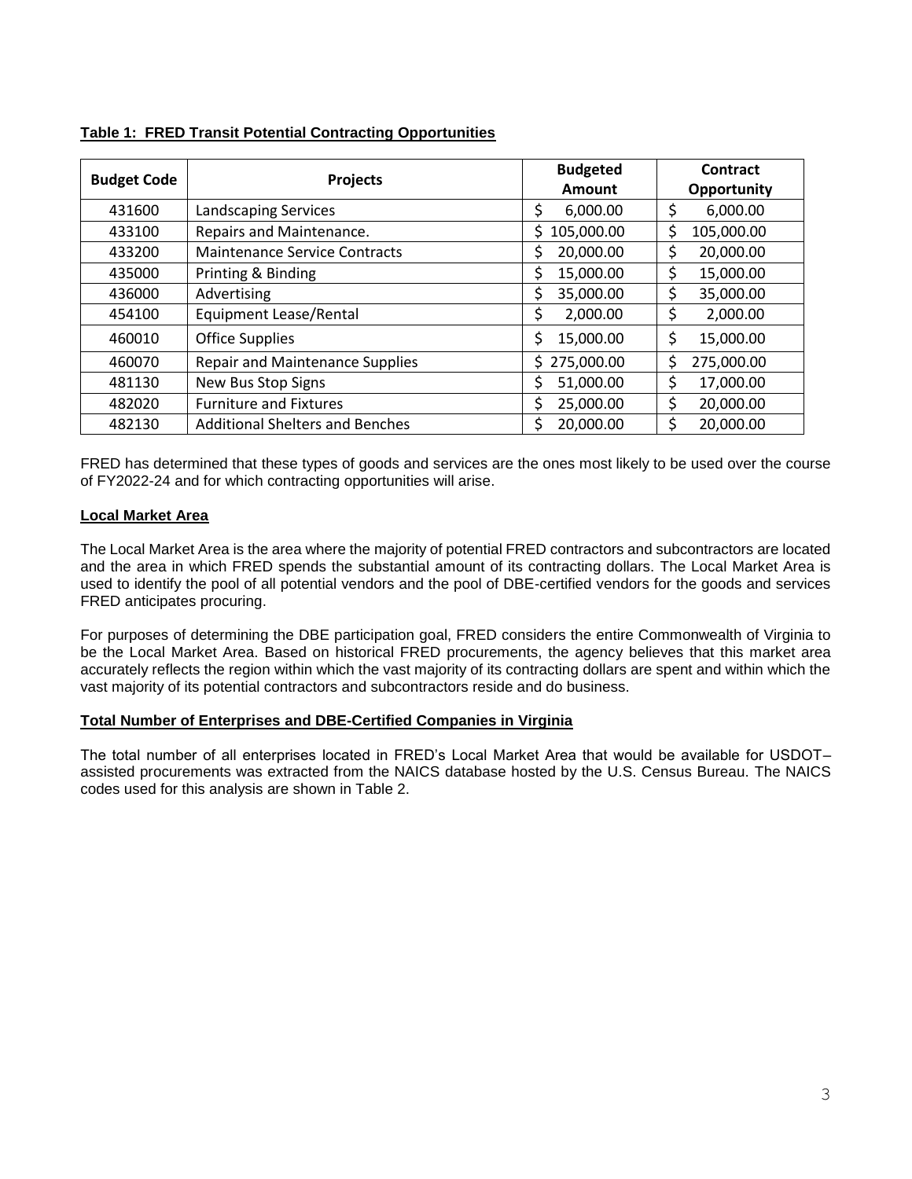**Table 1: FRED Transit Potential Contracting Opportunities**

| Budget Code | Projects | Budgeted Amount | Contract Opportunity |
|---|---|---|---|
| 431600 | Landscaping Services | $ 6,000.00 | $ 6,000.00 |
| 433100 | Repairs and Maintenance. | $ 105,000.00 | $ 105,000.00 |
| 433200 | Maintenance Service Contracts | $ 20,000.00 | $ 20,000.00 |
| 435000 | Printing & Binding | $ 15,000.00 | $ 15,000.00 |
| 436000 | Advertising | $ 35,000.00 | $ 35,000.00 |
| 454100 | Equipment Lease/Rental | $ 2,000.00 | $ 2,000.00 |
| 460010 | Office Supplies | $ 15,000.00 | $ 15,000.00 |
| 460070 | Repair and Maintenance Supplies | $ 275,000.00 | $ 275,000.00 |
| 481130 | New Bus Stop Signs | $ 51,000.00 | $ 17,000.00 |
| 482020 | Furniture and Fixtures | $ 25,000.00 | $ 20,000.00 |
| 482130 | Additional Shelters and Benches | $ 20,000.00 | $ 20,000.00 |

FRED has determined that these types of goods and services are the ones most likely to be used over the course of FY2022-24 and for which contracting opportunities will arise.

**Local Market Area**

The Local Market Area is the area where the majority of potential FRED contractors and subcontractors are located and the area in which FRED spends the substantial amount of its contracting dollars. The Local Market Area is used to identify the pool of all potential vendors and the pool of DBE-certified vendors for the goods and services FRED anticipates procuring.

For purposes of determining the DBE participation goal, FRED considers the entire Commonwealth of Virginia to be the Local Market Area. Based on historical FRED procurements, the agency believes that this market area accurately reflects the region within which the vast majority of its contracting dollars are spent and within which the vast majority of its potential contractors and subcontractors reside and do business.

**Total Number of Enterprises and DBE-Certified Companies in Virginia**

The total number of all enterprises located in FRED's Local Market Area that would be available for USDOT–assisted procurements was extracted from the NAICS database hosted by the U.S. Census Bureau. The NAICS codes used for this analysis are shown in Table 2.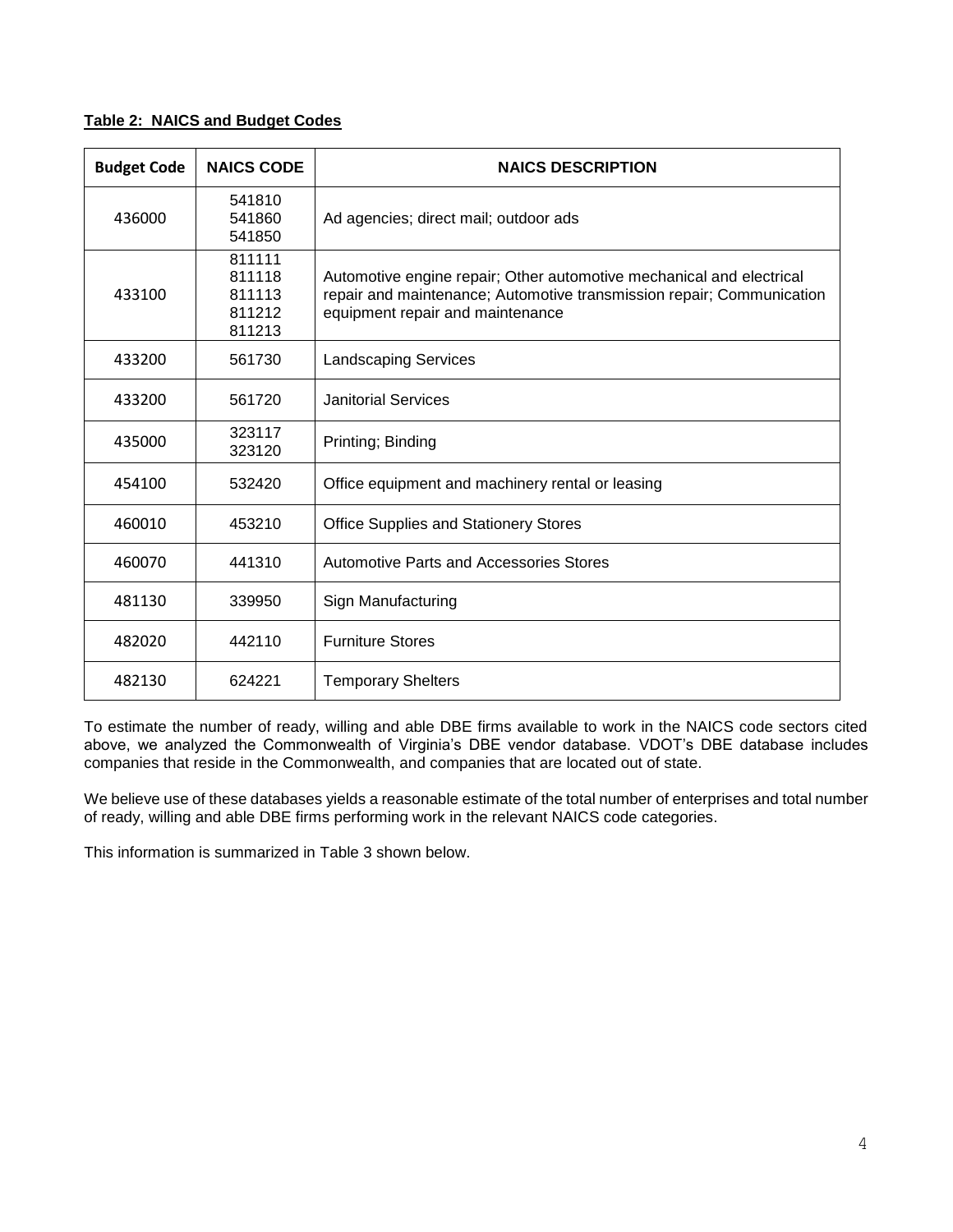**Table 2: NAICS and Budget Codes**

| Budget Code | NAICS CODE | NAICS DESCRIPTION |
|---|---|---|
| 436000 | 541810<br>541860<br>541850 | Ad agencies; direct mail; outdoor ads |
| 433100 | 811111<br>811118<br>811113<br>811212<br>811213 | Automotive engine repair; Other automotive mechanical and electrical repair and maintenance; Automotive transmission repair; Communication equipment repair and maintenance |
| 433200 | 561730 | Landscaping Services |
| 433200 | 561720 | Janitorial Services |
| 435000 | 323117<br>323120 | Printing; Binding |
| 454100 | 532420 | Office equipment and machinery rental or leasing |
| 460010 | 453210 | Office Supplies and Stationery Stores |
| 460070 | 441310 | Automotive Parts and Accessories Stores |
| 481130 | 339950 | Sign Manufacturing |
| 482020 | 442110 | Furniture Stores |
| 482130 | 624221 | Temporary Shelters |

To estimate the number of ready, willing and able DBE firms available to work in the NAICS code sectors cited above, we analyzed the Commonwealth of Virginia's DBE vendor database. VDOT's DBE database includes companies that reside in the Commonwealth, and companies that are located out of state.

We believe use of these databases yields a reasonable estimate of the total number of enterprises and total number of ready, willing and able DBE firms performing work in the relevant NAICS code categories.

This information is summarized in Table 3 shown below.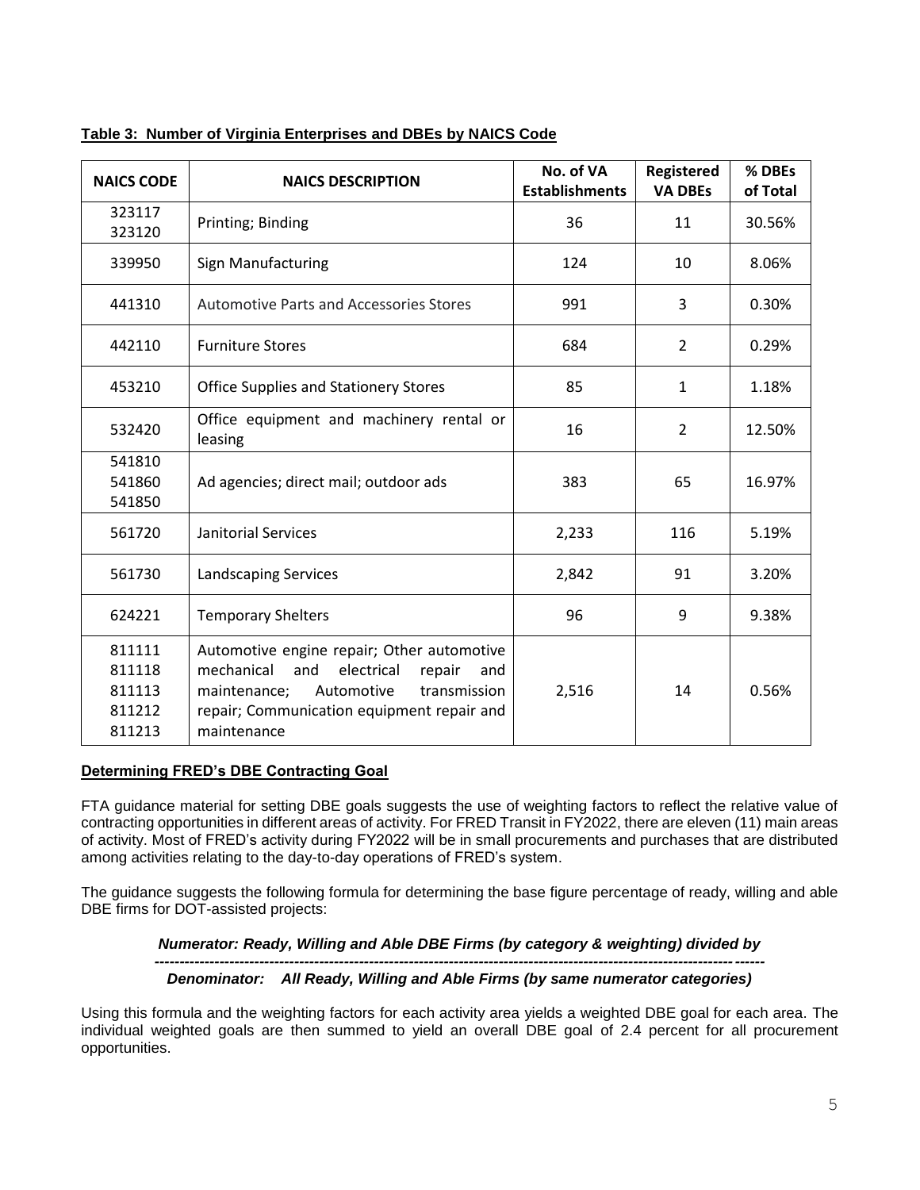**Table 3: Number of Virginia Enterprises and DBEs by NAICS Code**

| NAICS CODE | NAICS DESCRIPTION | No. of VA Establishments | Registered VA DBEs | % DBEs of Total |
|---|---|---|---|---|
| 323117 323120 | Printing; Binding | 36 | 11 | 30.56% |
| 339950 | Sign Manufacturing | 124 | 10 | 8.06% |
| 441310 | Automotive Parts and Accessories Stores | 991 | 3 | 0.30% |
| 442110 | Furniture Stores | 684 | 2 | 0.29% |
| 453210 | Office Supplies and Stationery Stores | 85 | 1 | 1.18% |
| 532420 | Office equipment and machinery rental or leasing | 16 | 2 | 12.50% |
| 541810 541860 541850 | Ad agencies; direct mail; outdoor ads | 383 | 65 | 16.97% |
| 561720 | Janitorial Services | 2,233 | 116 | 5.19% |
| 561730 | Landscaping Services | 2,842 | 91 | 3.20% |
| 624221 | Temporary Shelters | 96 | 9 | 9.38% |
| 811111 811118 811113 811212 811213 | Automotive engine repair; Other automotive mechanical and electrical repair and maintenance; Automotive transmission repair; Communication equipment repair and maintenance | 2,516 | 14 | 0.56% |

**Determining FRED's DBE Contracting Goal**

FTA guidance material for setting DBE goals suggests the use of weighting factors to reflect the relative value of contracting opportunities in different areas of activity. For FRED Transit in FY2022, there are eleven (11) main areas of activity. Most of FRED's activity during FY2022 will be in small procurements and purchases that are distributed among activities relating to the day-to-day operations of FRED's system.

The guidance suggests the following formula for determining the base figure percentage of ready, willing and able DBE firms for DOT-assisted projects:

***Numerator: Ready, Willing and Able DBE Firms (by category & weighting) divided by***

***------------------------------------------------------------------------------------------------------------------------***

***Denominator: All Ready, Willing and Able Firms (by same numerator categories)***

Using this formula and the weighting factors for each activity area yields a weighted DBE goal for each area. The individual weighted goals are then summed to yield an overall DBE goal of 2.4 percent for all procurement opportunities.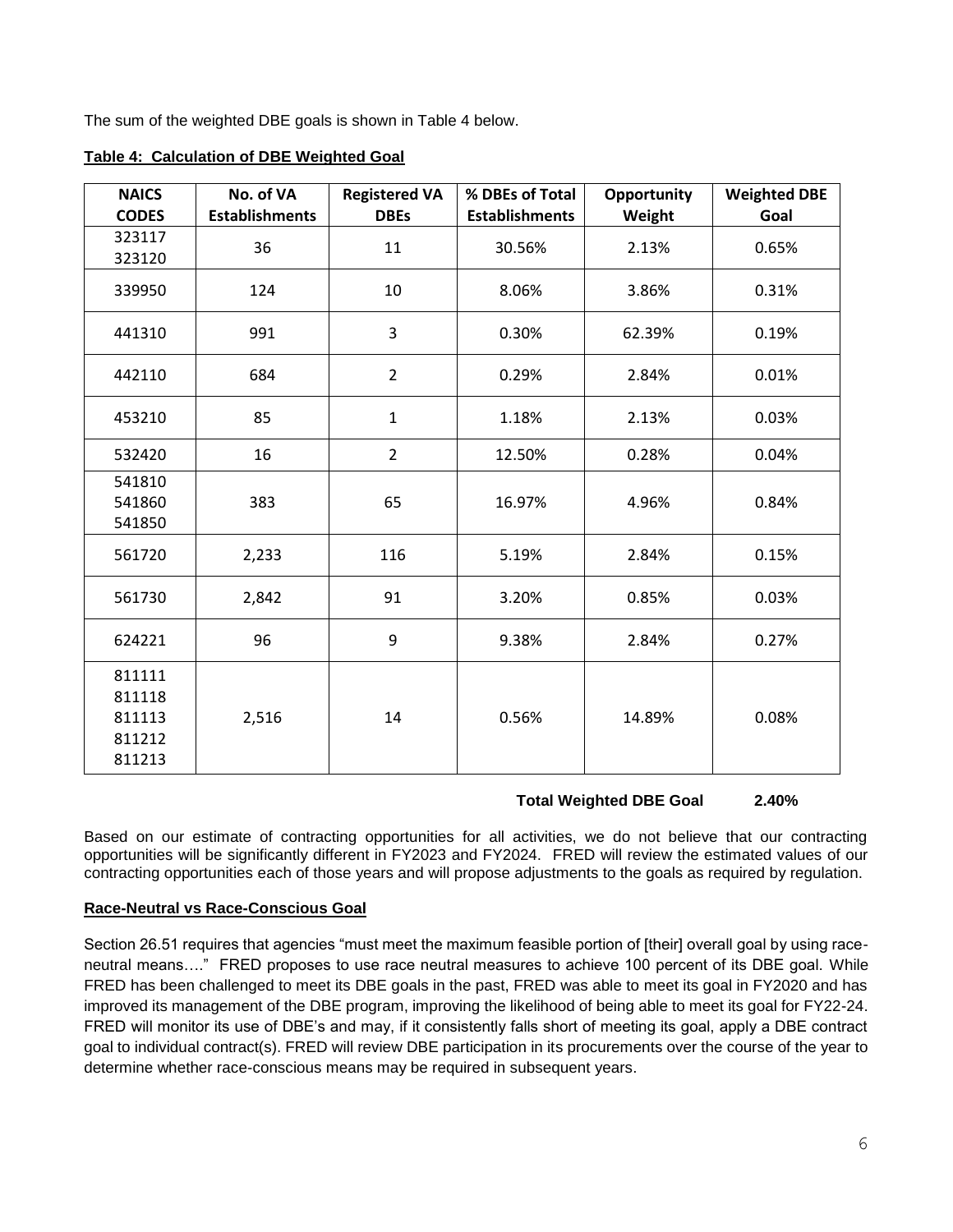The sum of the weighted DBE goals is shown in Table 4 below.

**Table 4: Calculation of DBE Weighted Goal**

| NAICS CODES | No. of VA Establishments | Registered VA DBEs | % DBEs of Total Establishments | Opportunity Weight | Weighted DBE Goal |
|---|---|---|---|---|---|
| 323117 323120 | 36 | 11 | 30.56% | 2.13% | 0.65% |
| 339950 | 124 | 10 | 8.06% | 3.86% | 0.31% |
| 441310 | 991 | 3 | 0.30% | 62.39% | 0.19% |
| 442110 | 684 | 2 | 0.29% | 2.84% | 0.01% |
| 453210 | 85 | 1 | 1.18% | 2.13% | 0.03% |
| 532420 | 16 | 2 | 12.50% | 0.28% | 0.04% |
| 541810 541860 541850 | 383 | 65 | 16.97% | 4.96% | 0.84% |
| 561720 | 2,233 | 116 | 5.19% | 2.84% | 0.15% |
| 561730 | 2,842 | 91 | 3.20% | 0.85% | 0.03% |
| 624221 | 96 | 9 | 9.38% | 2.84% | 0.27% |
| 811111 811118 811113 811212 811213 | 2,516 | 14 | 0.56% | 14.89% | 0.08% |

**Total Weighted DBE Goal 2.40%**

Based on our estimate of contracting opportunities for all activities, we do not believe that our contracting opportunities will be significantly different in FY2023 and FY2024. FRED will review the estimated values of our contracting opportunities each of those years and will propose adjustments to the goals as required by regulation.

**Race-Neutral vs Race-Conscious Goal**

Section 26.51 requires that agencies "must meet the maximum feasible portion of [their] overall goal by using race-neutral means…." FRED proposes to use race neutral measures to achieve 100 percent of its DBE goal. While FRED has been challenged to meet its DBE goals in the past, FRED was able to meet its goal in FY2020 and has improved its management of the DBE program, improving the likelihood of being able to meet its goal for FY22-24. FRED will monitor its use of DBE's and may, if it consistently falls short of meeting its goal, apply a DBE contract goal to individual contract(s). FRED will review DBE participation in its procurements over the course of the year to determine whether race-conscious means may be required in subsequent years.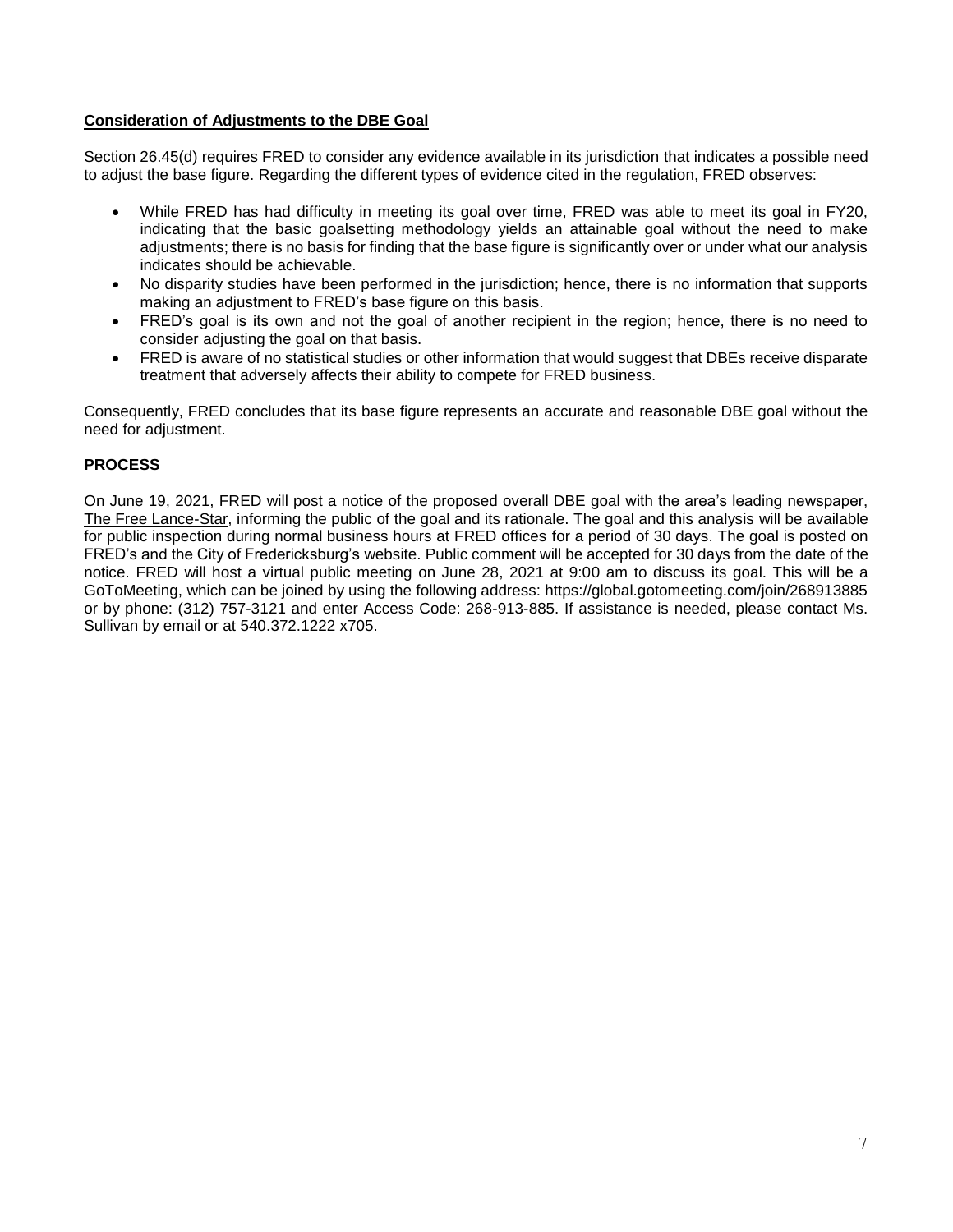## Consideration of Adjustments to the DBE Goal

Section 26.45(d) requires FRED to consider any evidence available in its jurisdiction that indicates a possible need to adjust the base figure. Regarding the different types of evidence cited in the regulation, FRED observes:

- While FRED has had difficulty in meeting its goal over time, FRED was able to meet its goal in FY20, indicating that the basic goalsetting methodology yields an attainable goal without the need to make adjustments; there is no basis for finding that the base figure is significantly over or under what our analysis indicates should be achievable.
- No disparity studies have been performed in the jurisdiction; hence, there is no information that supports making an adjustment to FRED's base figure on this basis.
- FRED's goal is its own and not the goal of another recipient in the region; hence, there is no need to consider adjusting the goal on that basis.
- FRED is aware of no statistical studies or other information that would suggest that DBEs receive disparate treatment that adversely affects their ability to compete for FRED business.

Consequently, FRED concludes that its base figure represents an accurate and reasonable DBE goal without the need for adjustment.

## PROCESS

On June 19, 2021, FRED will post a notice of the proposed overall DBE goal with the area's leading newspaper, The Free Lance-Star, informing the public of the goal and its rationale. The goal and this analysis will be available for public inspection during normal business hours at FRED offices for a period of 30 days. The goal is posted on FRED's and the City of Fredericksburg's website. Public comment will be accepted for 30 days from the date of the notice. FRED will host a virtual public meeting on June 28, 2021 at 9:00 am to discuss its goal. This will be a GoToMeeting, which can be joined by using the following address: https://global.gotomeeting.com/join/268913885 or by phone: (312) 757-3121 and enter Access Code: 268-913-885. If assistance is needed, please contact Ms. Sullivan by email or at 540.372.1222 x705.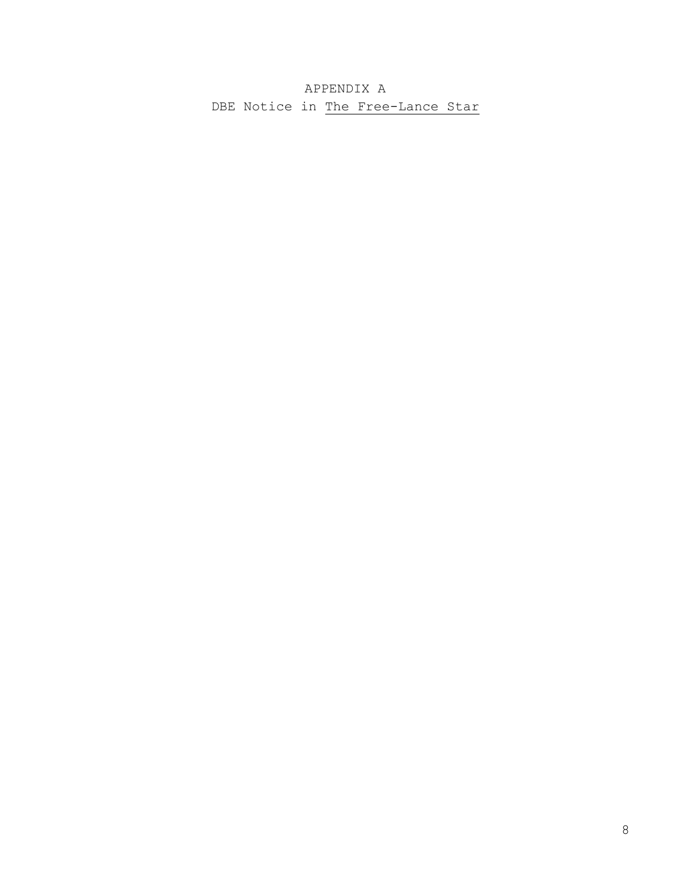# APPENDIX A

## DBE Notice in <u>The Free-Lance Star</u>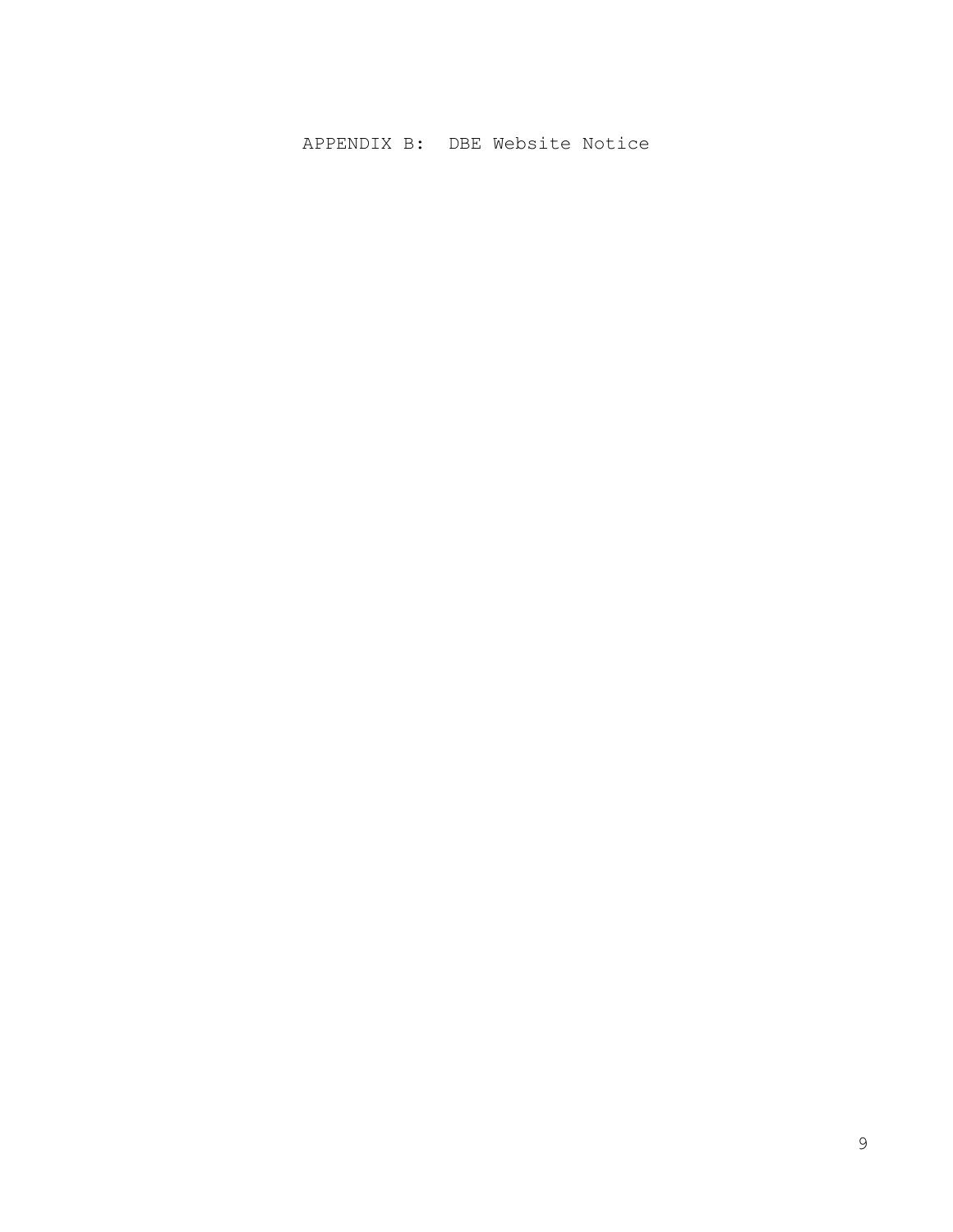# APPENDIX B: DBE Website Notice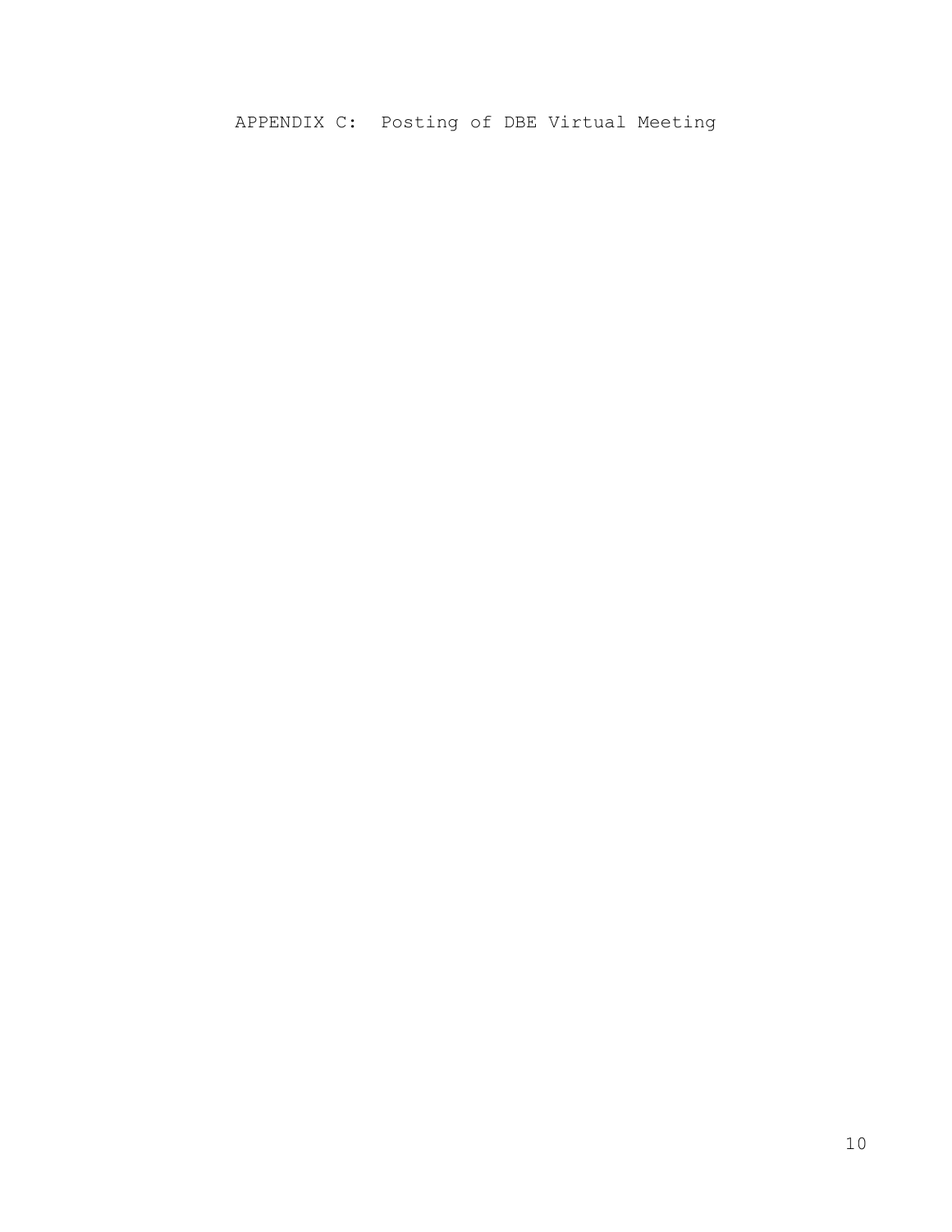# APPENDIX C: Posting of DBE Virtual Meeting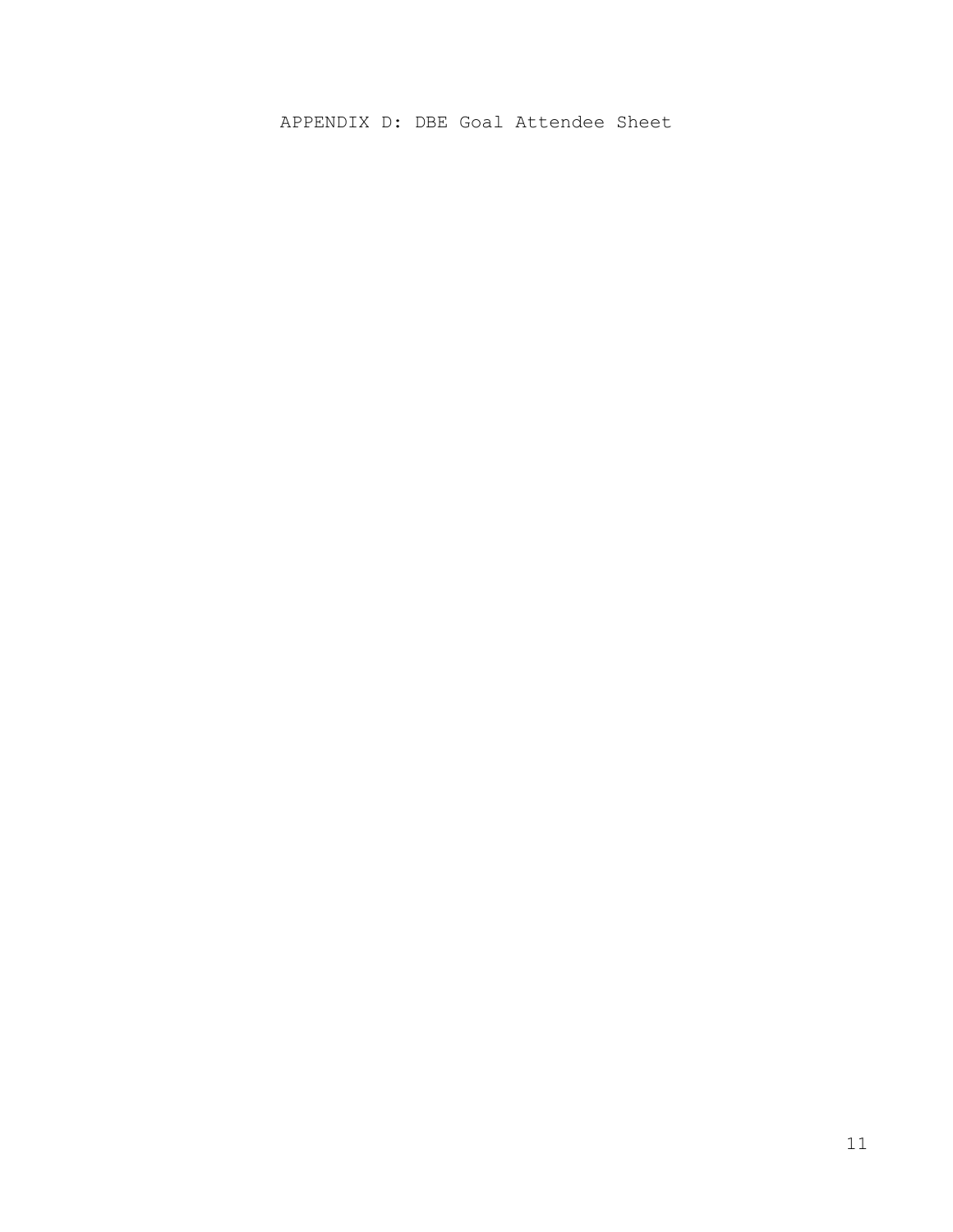APPENDIX D: DBE Goal Attendee Sheet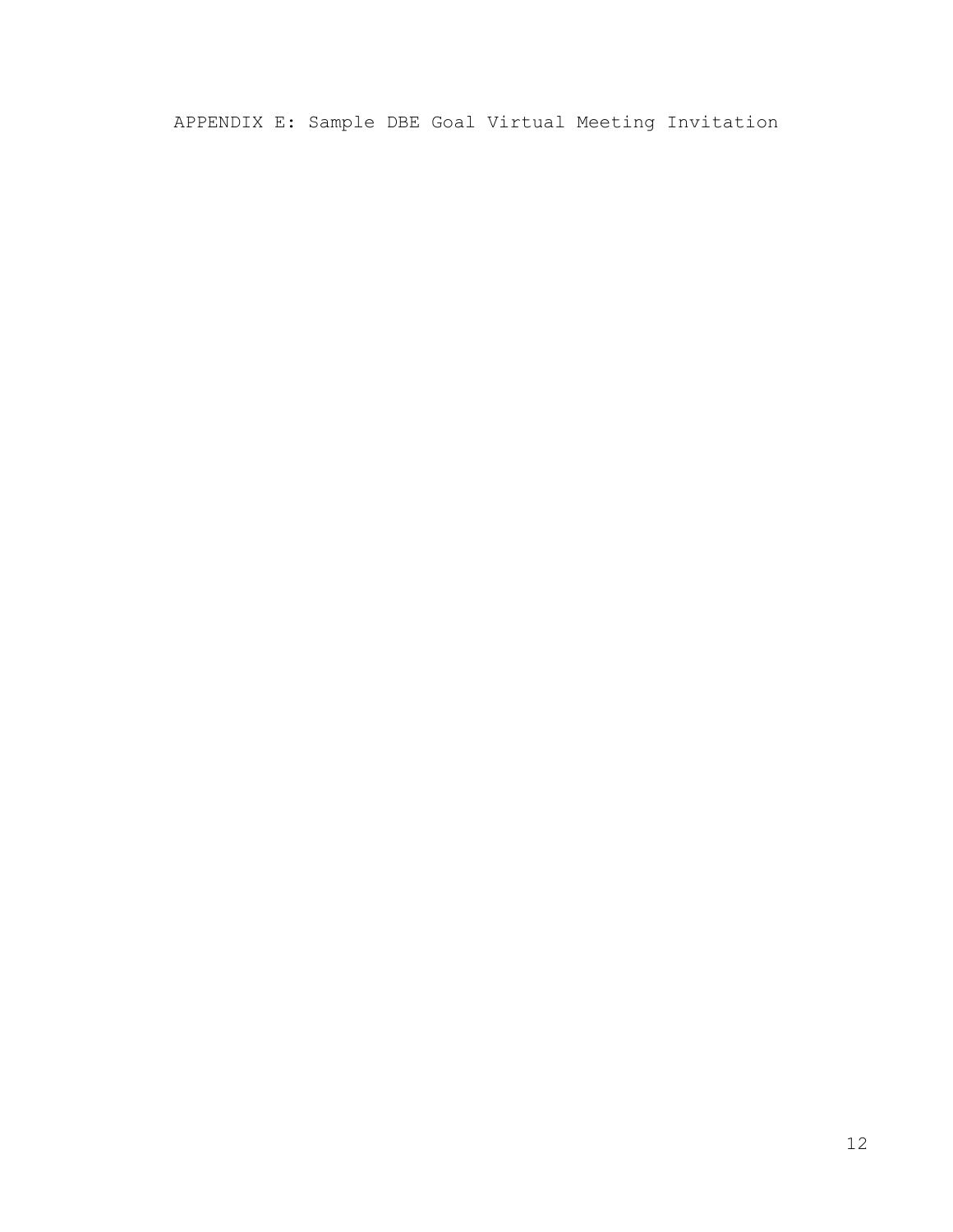APPENDIX E: Sample DBE Goal Virtual Meeting Invitation